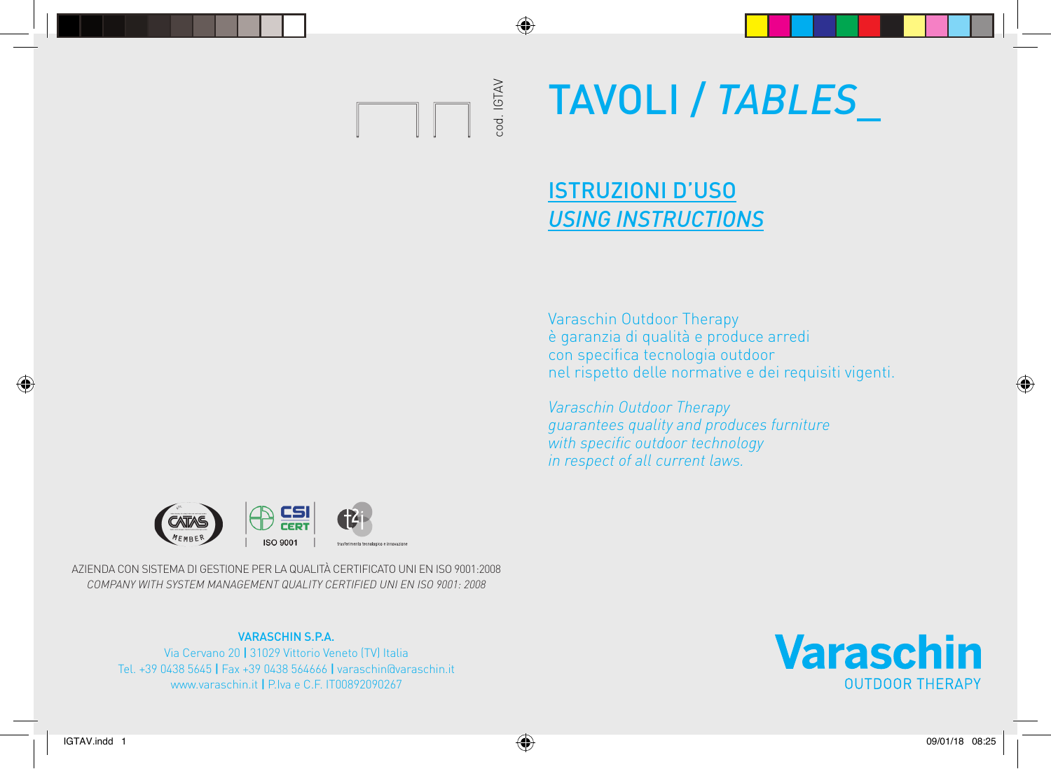cod. IGTAV

# TAVOLI / *TABLES_*

## ISTRUZIONI D'USO
## *USING INSTRUCTIONS*

Varaschin Outdoor Therapy
è garanzia di qualità e produce arredi
con specifica tecnologia outdoor
nel rispetto delle normative e dei requisiti vigenti.

*Varaschin Outdoor Therapy*
*guarantees quality and produces furniture*
*with specific outdoor technology*
*in respect of all current laws.*

CATAS MEMBER | CSI CERT ISO 9001 | t2i trasferimento tecnologico e innovazione

AZIENDA CON SISTEMA DI GESTIONE PER LA QUALITÀ CERTIFICATO UNI EN ISO 9001:2008
*COMPANY WITH SYSTEM MANAGEMENT QUALITY CERTIFIED UNI EN ISO 9001: 2008*

**VARASCHIN S.P.A.**
Via Cervano 20 | 31029 Vittorio Veneto (TV) Italia
Tel. +39 0438 5645 | Fax +39 0438 564666 | varaschin@varaschin.it
www.varaschin.it | P.Iva e C.F. IT00892090267

**Varaschin**
OUTDOOR THERAPY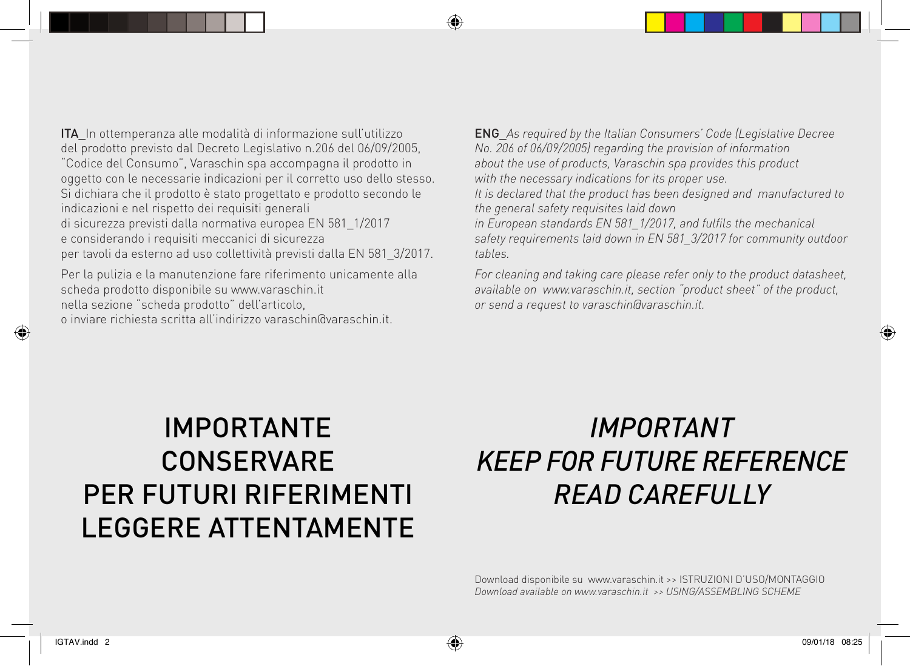**ITA**_In ottemperanza alle modalità di informazione sull'utilizzo del prodotto previsto dal Decreto Legislativo n.206 del 06/09/2005, "Codice del Consumo", Varaschin spa accompagna il prodotto in oggetto con le necessarie indicazioni per il corretto uso dello stesso. Si dichiara che il prodotto è stato progettato e prodotto secondo le indicazioni e nel rispetto dei requisiti generali di sicurezza previsti dalla normativa europea EN 581_1/2017 e considerando i requisiti meccanici di sicurezza per tavoli da esterno ad uso collettività previsti dalla EN 581_3/2017.

Per la pulizia e la manutenzione fare riferimento unicamente alla scheda prodotto disponibile su www.varaschin.it nella sezione "scheda prodotto" dell'articolo, o inviare richiesta scritta all'indirizzo varaschin@varaschin.it.

**ENG**_*As required by the Italian Consumers' Code (Legislative Decree No. 206 of 06/09/2005) regarding the provision of information about the use of products, Varaschin spa provides this product with the necessary indications for its proper use. It is declared that the product has been designed and manufactured to the general safety requisites laid down in European standards EN 581_1/2017, and fulfils the mechanical safety requirements laid down in EN 581_3/2017 for community outdoor tables.*

*For cleaning and taking care please refer only to the product datasheet, available on www.varaschin.it, section "product sheet" of the product, or send a request to varaschin@varaschin.it.*

# IMPORTANTE CONSERVARE PER FUTURI RIFERIMENTI LEGGERE ATTENTAMENTE

# *IMPORTANT KEEP FOR FUTURE REFERENCE READ CAREFULLY*

Download disponibile su www.varaschin.it >> ISTRUZIONI D'USO/MONTAGGIO
*Download available on www.varaschin.it >> USING/ASSEMBLING SCHEME*